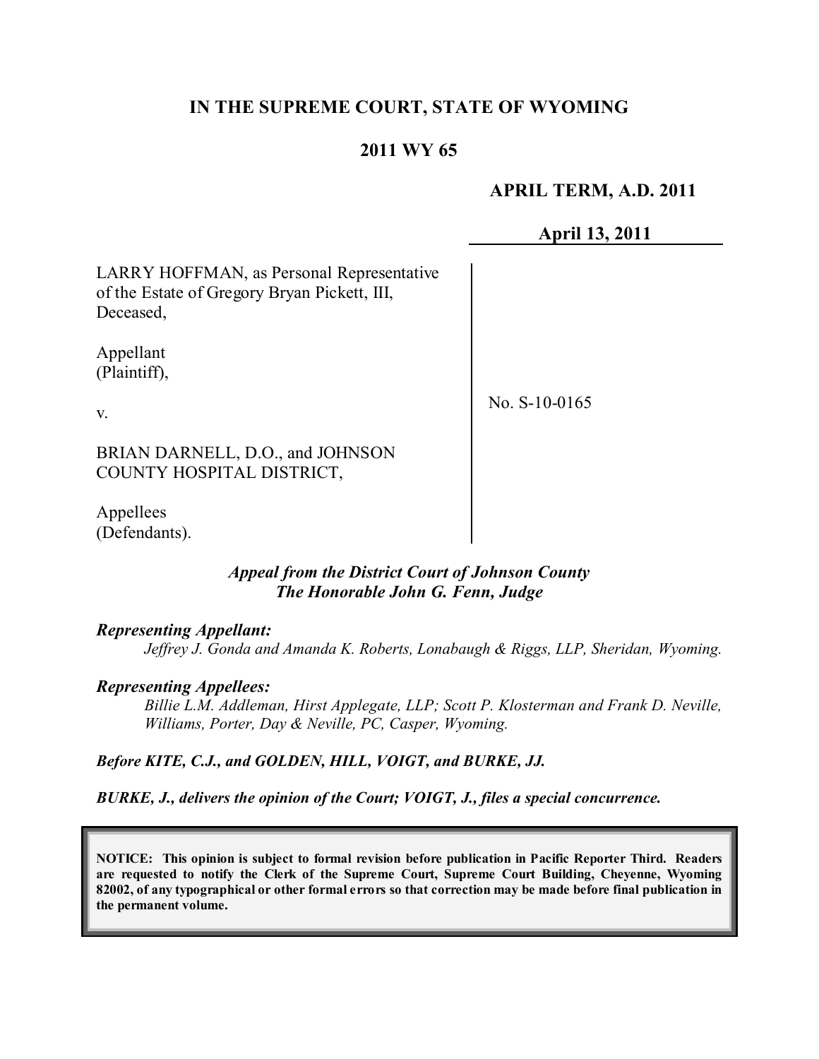# IN THE SUPREME COURT, STATE OF WYOMING

## 2011 WY 65

**APRIL TERM, A.D. 2011**

**April 13, 2011**

| | |
|---|---|
| LARRY HOFFMAN, as Personal Representative of the Estate of Gregory Bryan Pickett, III, Deceased,<br><br>Appellant<br>(Plaintiff),<br><br>v.<br><br>BRIAN DARNELL, D.O., and JOHNSON COUNTY HOSPITAL DISTRICT,<br><br>Appellees<br>(Defendants). | No. S-10-0165 |

***Appeal from the District Court of Johnson County***
***The Honorable John G. Fenn, Judge***

***Representing Appellant:***

*Jeffrey J. Gonda and Amanda K. Roberts, Lonabaugh & Riggs, LLP, Sheridan, Wyoming.*

***Representing Appellees:***

*Billie L.M. Addleman, Hirst Applegate, LLP; Scott P. Klosterman and Frank D. Neville, Williams, Porter, Day & Neville, PC, Casper, Wyoming.*

***Before KITE, C.J., and GOLDEN, HILL, VOIGT, and BURKE, JJ.***

***BURKE, J., delivers the opinion of the Court; VOIGT, J., files a special concurrence.***

**NOTICE: This opinion is subject to formal revision before publication in Pacific Reporter Third. Readers are requested to notify the Clerk of the Supreme Court, Supreme Court Building, Cheyenne, Wyoming 82002, of any typographical or other formal errors so that correction may be made before final publication in the permanent volume.**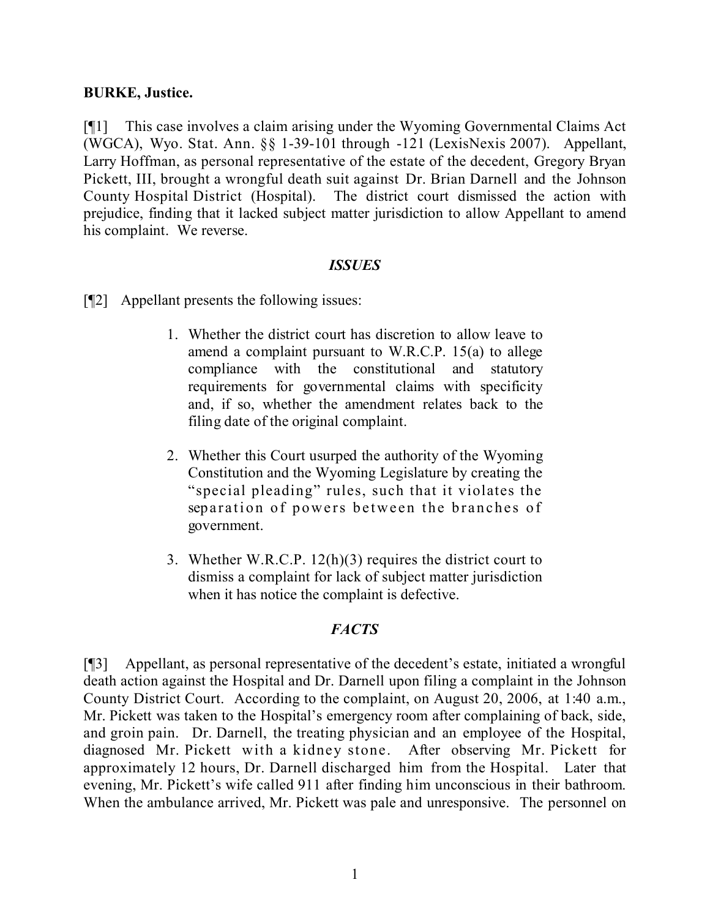**BURKE, Justice.**

[¶1] This case involves a claim arising under the Wyoming Governmental Claims Act (WGCA), Wyo. Stat. Ann. §§ 1-39-101 through -121 (LexisNexis 2007). Appellant, Larry Hoffman, as personal representative of the estate of the decedent, Gregory Bryan Pickett, III, brought a wrongful death suit against Dr. Brian Darnell and the Johnson County Hospital District (Hospital). The district court dismissed the action with prejudice, finding that it lacked subject matter jurisdiction to allow Appellant to amend his complaint. We reverse.

***ISSUES***

[¶2] Appellant presents the following issues:

> 1. Whether the district court has discretion to allow leave to amend a complaint pursuant to W.R.C.P. 15(a) to allege compliance with the constitutional and statutory requirements for governmental claims with specificity and, if so, whether the amendment relates back to the filing date of the original complaint.
>
> 2. Whether this Court usurped the authority of the Wyoming Constitution and the Wyoming Legislature by creating the "special pleading" rules, such that it violates the separation of powers between the branches of government.
>
> 3. Whether W.R.C.P. 12(h)(3) requires the district court to dismiss a complaint for lack of subject matter jurisdiction when it has notice the complaint is defective.

***FACTS***

[¶3] Appellant, as personal representative of the decedent's estate, initiated a wrongful death action against the Hospital and Dr. Darnell upon filing a complaint in the Johnson County District Court. According to the complaint, on August 20, 2006, at 1:40 a.m., Mr. Pickett was taken to the Hospital's emergency room after complaining of back, side, and groin pain. Dr. Darnell, the treating physician and an employee of the Hospital, diagnosed Mr. Pickett with a kidney stone. After observing Mr. Pickett for approximately 12 hours, Dr. Darnell discharged him from the Hospital. Later that evening, Mr. Pickett's wife called 911 after finding him unconscious in their bathroom. When the ambulance arrived, Mr. Pickett was pale and unresponsive. The personnel on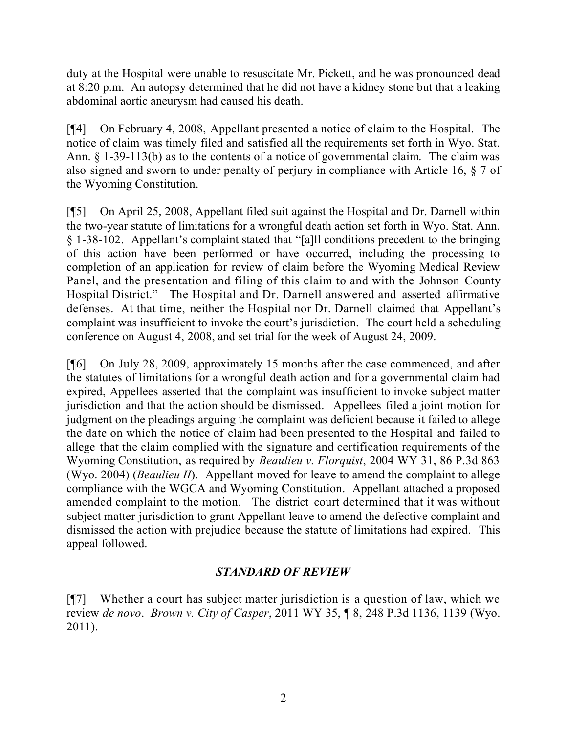duty at the Hospital were unable to resuscitate Mr. Pickett, and he was pronounced dead at 8:20 p.m. An autopsy determined that he did not have a kidney stone but that a leaking abdominal aortic aneurysm had caused his death.

[¶4] On February 4, 2008, Appellant presented a notice of claim to the Hospital. The notice of claim was timely filed and satisfied all the requirements set forth in Wyo. Stat. Ann. § 1-39-113(b) as to the contents of a notice of governmental claim. The claim was also signed and sworn to under penalty of perjury in compliance with Article 16, § 7 of the Wyoming Constitution.

[¶5] On April 25, 2008, Appellant filed suit against the Hospital and Dr. Darnell within the two-year statute of limitations for a wrongful death action set forth in Wyo. Stat. Ann. § 1-38-102. Appellant's complaint stated that "[a]ll conditions precedent to the bringing of this action have been performed or have occurred, including the processing to completion of an application for review of claim before the Wyoming Medical Review Panel, and the presentation and filing of this claim to and with the Johnson County Hospital District." The Hospital and Dr. Darnell answered and asserted affirmative defenses. At that time, neither the Hospital nor Dr. Darnell claimed that Appellant's complaint was insufficient to invoke the court's jurisdiction. The court held a scheduling conference on August 4, 2008, and set trial for the week of August 24, 2009.

[¶6] On July 28, 2009, approximately 15 months after the case commenced, and after the statutes of limitations for a wrongful death action and for a governmental claim had expired, Appellees asserted that the complaint was insufficient to invoke subject matter jurisdiction and that the action should be dismissed. Appellees filed a joint motion for judgment on the pleadings arguing the complaint was deficient because it failed to allege the date on which the notice of claim had been presented to the Hospital and failed to allege that the claim complied with the signature and certification requirements of the Wyoming Constitution, as required by *Beaulieu v. Florquist*, 2004 WY 31, 86 P.3d 863 (Wyo. 2004) (*Beaulieu II*). Appellant moved for leave to amend the complaint to allege compliance with the WGCA and Wyoming Constitution. Appellant attached a proposed amended complaint to the motion. The district court determined that it was without subject matter jurisdiction to grant Appellant leave to amend the defective complaint and dismissed the action with prejudice because the statute of limitations had expired. This appeal followed.

## *STANDARD OF REVIEW*

[¶7] Whether a court has subject matter jurisdiction is a question of law, which we review *de novo*. *Brown v. City of Casper*, 2011 WY 35, ¶ 8, 248 P.3d 1136, 1139 (Wyo. 2011).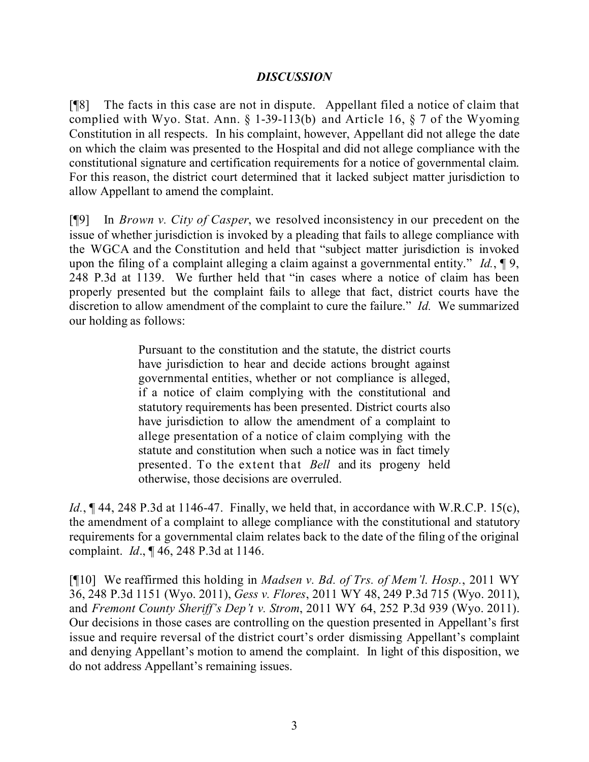## *DISCUSSION*

[¶8] The facts in this case are not in dispute. Appellant filed a notice of claim that complied with Wyo. Stat. Ann. § 1-39-113(b) and Article 16, § 7 of the Wyoming Constitution in all respects. In his complaint, however, Appellant did not allege the date on which the claim was presented to the Hospital and did not allege compliance with the constitutional signature and certification requirements for a notice of governmental claim. For this reason, the district court determined that it lacked subject matter jurisdiction to allow Appellant to amend the complaint.

[¶9] In *Brown v. City of Casper*, we resolved inconsistency in our precedent on the issue of whether jurisdiction is invoked by a pleading that fails to allege compliance with the WGCA and the Constitution and held that "subject matter jurisdiction is invoked upon the filing of a complaint alleging a claim against a governmental entity." *Id.*, ¶ 9, 248 P.3d at 1139. We further held that "in cases where a notice of claim has been properly presented but the complaint fails to allege that fact, district courts have the discretion to allow amendment of the complaint to cure the failure." *Id.* We summarized our holding as follows:

> Pursuant to the constitution and the statute, the district courts have jurisdiction to hear and decide actions brought against governmental entities, whether or not compliance is alleged, if a notice of claim complying with the constitutional and statutory requirements has been presented. District courts also have jurisdiction to allow the amendment of a complaint to allege presentation of a notice of claim complying with the statute and constitution when such a notice was in fact timely presented. To the extent that *Bell* and its progeny held otherwise, those decisions are overruled.

*Id.*, ¶ 44, 248 P.3d at 1146-47. Finally, we held that, in accordance with W.R.C.P. 15(c), the amendment of a complaint to allege compliance with the constitutional and statutory requirements for a governmental claim relates back to the date of the filing of the original complaint. *Id*., ¶ 46, 248 P.3d at 1146.

[¶10] We reaffirmed this holding in *Madsen v. Bd. of Trs. of Mem'l. Hosp.*, 2011 WY 36, 248 P.3d 1151 (Wyo. 2011), *Gess v. Flores*, 2011 WY 48, 249 P.3d 715 (Wyo. 2011), and *Fremont County Sheriff's Dep't v. Strom*, 2011 WY 64, 252 P.3d 939 (Wyo. 2011). Our decisions in those cases are controlling on the question presented in Appellant's first issue and require reversal of the district court's order dismissing Appellant's complaint and denying Appellant's motion to amend the complaint. In light of this disposition, we do not address Appellant's remaining issues.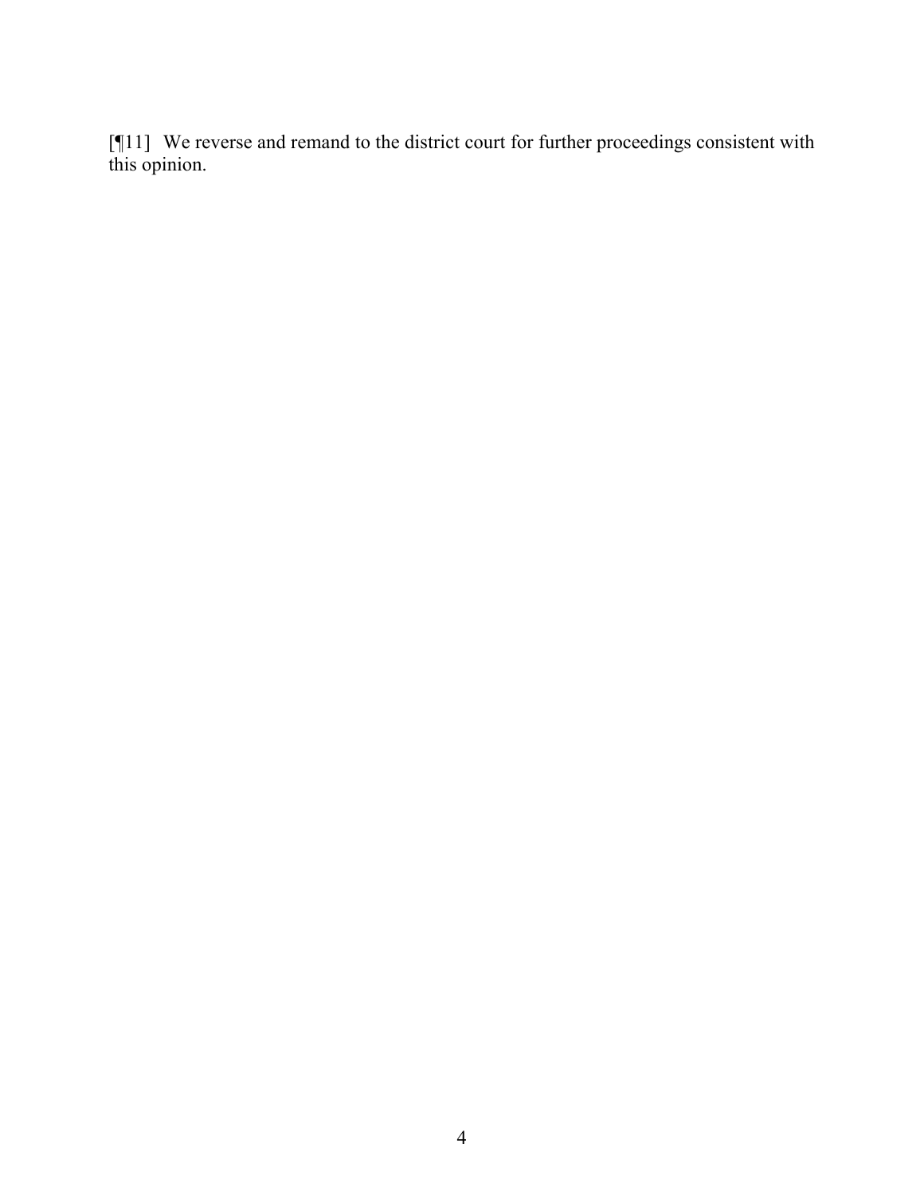[¶11] We reverse and remand to the district court for further proceedings consistent with this opinion.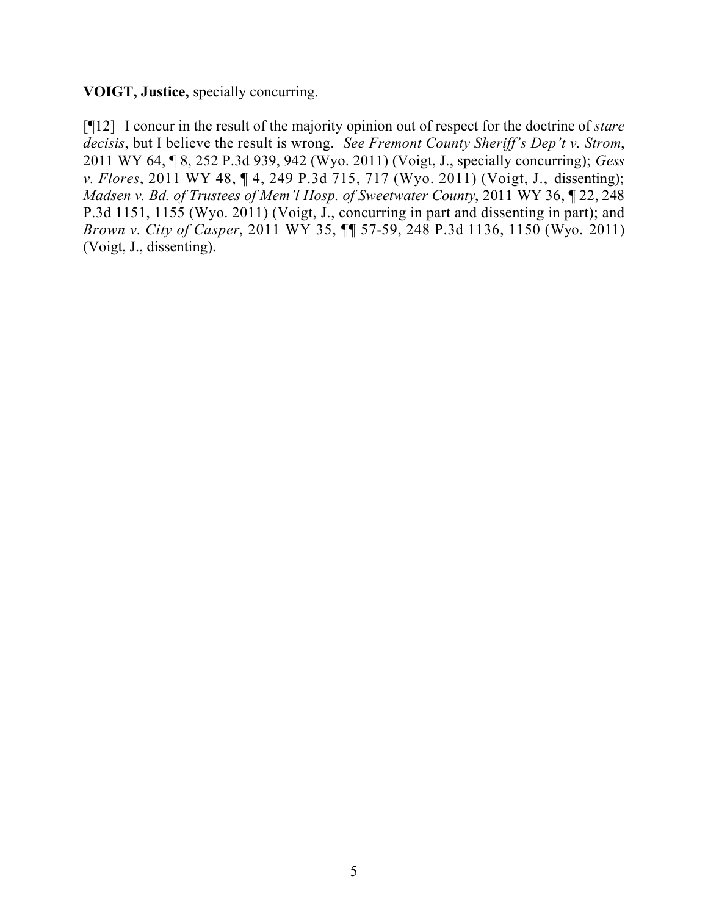**VOIGT, Justice,** specially concurring.

[¶12] I concur in the result of the majority opinion out of respect for the doctrine of *stare decisis*, but I believe the result is wrong. *See Fremont County Sheriff's Dep't v. Strom*, 2011 WY 64, ¶ 8, 252 P.3d 939, 942 (Wyo. 2011) (Voigt, J., specially concurring); *Gess v. Flores*, 2011 WY 48, ¶ 4, 249 P.3d 715, 717 (Wyo. 2011) (Voigt, J., dissenting); *Madsen v. Bd. of Trustees of Mem'l Hosp. of Sweetwater County*, 2011 WY 36, ¶ 22, 248 P.3d 1151, 1155 (Wyo. 2011) (Voigt, J., concurring in part and dissenting in part); and *Brown v. City of Casper*, 2011 WY 35, ¶¶ 57-59, 248 P.3d 1136, 1150 (Wyo. 2011) (Voigt, J., dissenting).